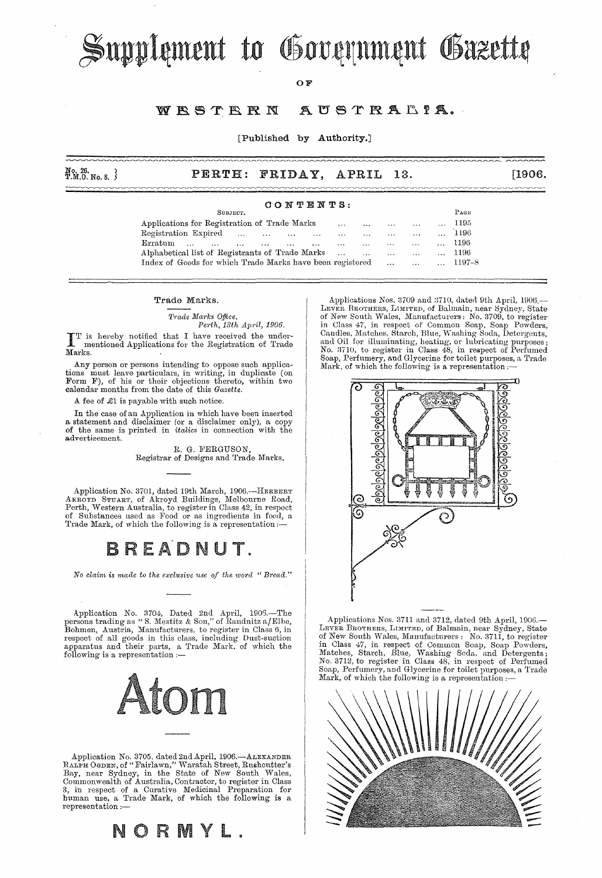# Supplement to Government Gazette

OF

# WESTERN AUSTRALIA.

[Published by Authority.]

No. 26.
T.M.O. No. 8.

**PERTH: FRIDAY, APRIL 13. [1906.**

## CONTENTS:

| SUBJECT. | PAGE |
|---|---|
| Applications for Registration of Trade Marks | 1195 |
| Registration Expired | 1196 |
| Erratum | 1196 |
| Alphabetical list of Registrants of Trade Marks | 1196 |
| Index of Goods for which Trade Marks have been registered | 1197–8 |

## Trade Marks.

*Trade Marks Office,*
*Perth, 13th April, 1906.*

IT is hereby notified that I have received the undermentioned Applications for the Registration of Trade Marks.

Any person or persons intending to oppose such applications must leave particulars, in writing, in duplicate (on Form F), of his or their objections thereto, within two calendar months from the date of this *Gazette*.

A fee of £1 is payable with such notice.

In the case of an Application in which have been inserted a statement and disclaimer (or a disclaimer only), a copy of the same is printed in *italics* in connection with the advertisement.

R. G. FERGUSON,
Registrar of Designs and Trade Marks.

---

Application No. 3701, dated 19th March, 1906.—HERBERT AKROYD STUART, of Akroyd Buildings, Melbourne Road, Perth, Western Australia, to register in Class 42, in respect of Substances used as Food or as ingredients in food, a Trade Mark, of which the following is a representation:—

**BREADNUT.**

*No claim is made to the exclusive use of the word "Bread."*

---

Application No. 3704, Dated 2nd April, 1906.—The persons trading as "S. Mestitz & Son," of Raudnitz a/Elbe, Bohmen, Austria, Manufacturers, to register in Class 6, in respect of all goods in this class, including Dust-suction apparatus and their parts, a Trade Mark, of which the following is a representation:—

**Atom**

---

Application No. 3705, dated 2nd April, 1906.—ALEXANDER RALPH OGDEN, of "Fairlawn," Waratah Street, Rushcutter's Bay, near Sydney, in the State of New South Wales, Commonwealth of Australia, Contractor, to register in Class 3, in respect of a Curative Medicinal Preparation for human use, a Trade Mark, of which the following is a representation:—

**NORMYL.**

---

Applications Nos. 3709 and 3710, dated 9th April, 1906.—LEVER BROTHERS, LIMITED, of Balmain, near Sydney, State of New South Wales, Manufacturers: No. 3709, to register in Class 47, in respect of Common Soap, Soap Powders, Candles, Matches, Starch, Blue, Washing Soda, Detergents, and Oil for illuminating, heating, or lubricating purposes; No. 3710, to register in Class 48, in respect of Perfumed Soap, Perfumery, and Glycerine for toilet purposes, a Trade Mark, of which the following is a representation:—

---

Applications Nos. 3711 and 3712, dated 9th April, 1906.—LEVER BROTHERS, LIMITED, of Balmain, near Sydney, State of New South Wales, Manufacturers: No. 3711, to register in Class 47, in respect of Common Soap, Soap Powders, Matches, Starch, Blue, Washing Soda, and Detergents; No. 3712, to register in Class 48, in respect of Perfumed Soap, Perfumery, and Glycerine for toilet purposes, a Trade Mark, of which the following is a representation:—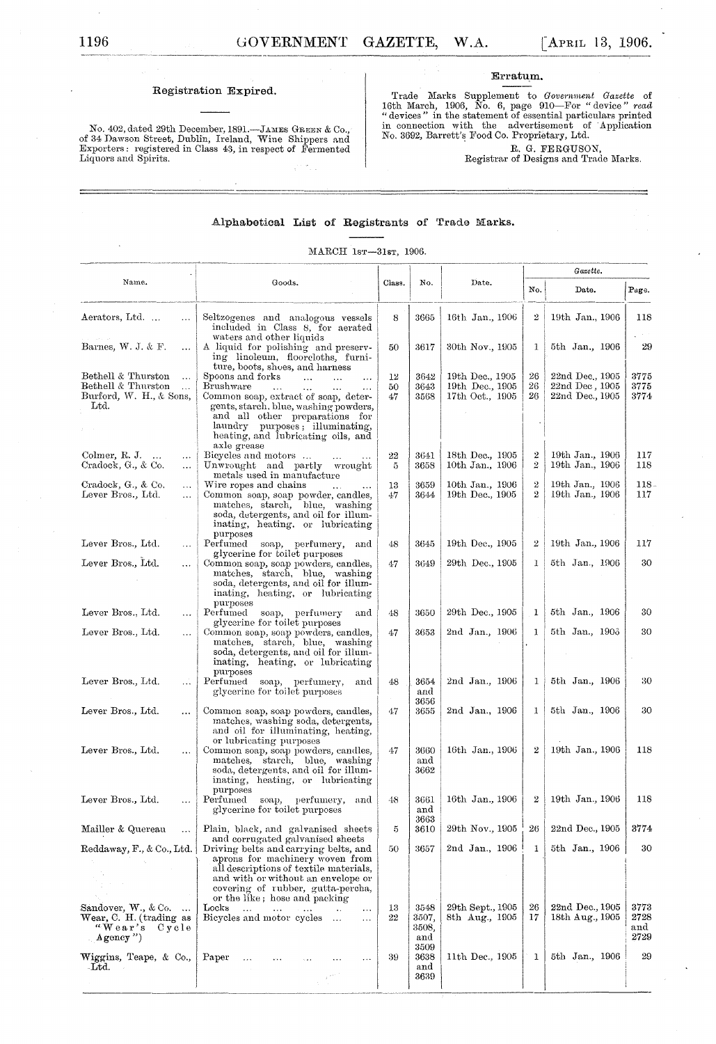## Registration Expired.

No. 402, dated 29th December, 1891.—JAMES GREEN & Co., of 34 Dawson Street, Dublin, Ireland, Wine Shippers and Exporters: registered in Class 43, in respect of Fermented Liquors and Spirits.

## Erratum.

Trade Marks Supplement to *Government Gazette* of 16th March, 1906, No. 6, page 910—For "device" *read* "devices" in the statement of essential particulars printed in connection with the advertisement of Application No. 3692, Barrett's Food Co. Proprietary, Ltd.

E. G. FERGUSON,
Registrar of Designs and Trade Marks.

---

## Alphabetical List of Registrants of Trade Marks.

MARCH 1st—31st, 1906.

| Name. | Goods. | Class. | No. | Date. | Gazette. | | |
|---|---|---|---|---|---|---|---|
| | | | | | No. | Date. | Page. |
| Aerators, Ltd. ... ... | Seltzogenes and analogous vessels included in Class 8, for aerated waters and other liquids | 8 | 3665 | 16th Jan., 1906 | 2 | 19th Jan., 1906 | 118 |
| Barnes, W. J. & F. ... | A liquid for polishing and preserving linoleum, floorcloths, furniture, boots, shoes, and harness | 50 | 3617 | 30th Nov., 1905 | 1 | 5th Jan., 1906 | 29 |
| Bethell & Thurston ... | Spoons and forks ... ... ... | 12 | 3642 | 19th Dec., 1905 | 26 | 22nd Dec., 1905 | 3775 |
| Bethell & Thurston ... | Brushware ... ... ... ... | 50 | 3643 | 19th Dec., 1905 | 26 | 22nd Dec., 1905 | 3775 |
| Burford, W. H., & Sons, Ltd. | Common soap, extract of soap, detergents, starch, blue, washing powders, and all other preparations for laundry purposes; illuminating, heating, and lubricating oils, and axle grease | 47 | 3568 | 17th Oct., 1905 | 26 | 22nd Dec., 1905 | 3774 |
| Colmer, R. J. ... ... | Bicycles and motors ... ... | 22 | 3641 | 18th Dec., 1905 | 2 | 19th Jan., 1906 | 117 |
| Cradock, G., & Co. ... | Unwrought and partly wrought metals used in manufacture | 5 | 3658 | 10th Jan., 1906 | 2 | 19th Jan., 1906 | 118 |
| Cradock, G., & Co. ... | Wire ropes and chains ... ... | 13 | 3659 | 10th Jan., 1906 | 2 | 19th Jan., 1906 | 118 |
| Lever Bros., Ltd. ... | Common soap, soap powder, candles, matches, starch, blue, washing soda, detergents, and oil for illuminating, heating, or lubricating purposes | 47 | 3644 | 19th Dec., 1905 | 2 | 19th Jan., 1906 | 117 |
| Lever Bros., Ltd. ... | Perfumed soap, perfumery, and glycerine for toilet purposes | 48 | 3645 | 19th Dec., 1905 | 2 | 19th Jan., 1906 | 117 |
| Lever Bros., Ltd. ... | Common soap, soap powders, candles, matches, starch, blue, washing soda, detergents, and oil for illuminating, heating, or lubricating purposes | 47 | 3649 | 29th Dec., 1905 | 1 | 5th Jan., 1906 | 30 |
| Lever Bros., Ltd. ... | Perfumed soap, perfumery and glycerine for toilet purposes | 48 | 3650 | 29th Dec., 1905 | 1 | 5th Jan., 1906 | 30 |
| Lever Bros., Ltd. ... | Common soap, soap powder, candles, matches, starch, blue, washing soda, detergents, and oil for illuminating, heating, or lubricating purposes | 47 | 3653 | 2nd Jan., 1906 | 1 | 5th Jan., 1906 | 30 |
| Lever Bros., Ltd. ... | Perfumed soap, perfumery, and glycerine for toilet purposes | 48 | 3654 and 3656 | 2nd Jan., 1906 | 1 | 5th Jan., 1906 | 30 |
| Lever Bros., Ltd. ... | Common soap, soap powders, candles, matches, washing soda, detergents, and oil for illuminating, heating, or lubricating purposes | 47 | 3655 | 2nd Jan., 1906 | 1 | 5th Jan., 1906 | 30 |
| Lever Bros., Ltd. ... | Common soap, soap powders, candles, matches, starch, blue, washing soda, detergents, and oil for illuminating, heating, or lubricating purposes | 47 | 3660 and 3662 | 16th Jan., 1906 | 2 | 19th Jan., 1906 | 118 |
| Lever Bros., Ltd. ... | Perfumed soap, perfumery, and glycerine for toilet purposes | 48 | 3661 and 3663 | 16th Jan., 1906 | 2 | 19th Jan., 1906 | 118 |
| Mailler & Quereau ... | Plain, black, and galvanised sheets and corrugated galvanised sheets | 5 | 3610 | 29th Nov., 1905 | 26 | 22nd Dec., 1905 | 3774 |
| Reddaway, F., & Co., Ltd. | Driving belts and carrying belts, and aprons for machinery woven from all descriptions of textile materials, and with or without an envelope or covering of rubber, gutta-percha, or the like; hose and packing | 50 | 3657 | 2nd Jan., 1906 | 1 | 5th Jan., 1906 | 30 |
| Sandover, W., & Co. ... | Locks ... ... ... ... ... | 13 | 3548 | 29th Sept., 1905 | 26 | 22nd Dec., 1905 | 3773 |
| Wear, C. H. (trading as "Wear's Cycle Agency") | Bicycles and motor cycles ... ... | 22 | 3507, 3508, and 3509 | 8th Aug., 1905 | 17 | 18th Aug., 1905 | 2728 and 2729 |
| Wiggins, Teape, & Co., Ltd. | Paper ... ... ... ... ... | 39 | 3638 and 3639 | 11th Dec., 1905 | 1 | 5th Jan., 1906 | 29 |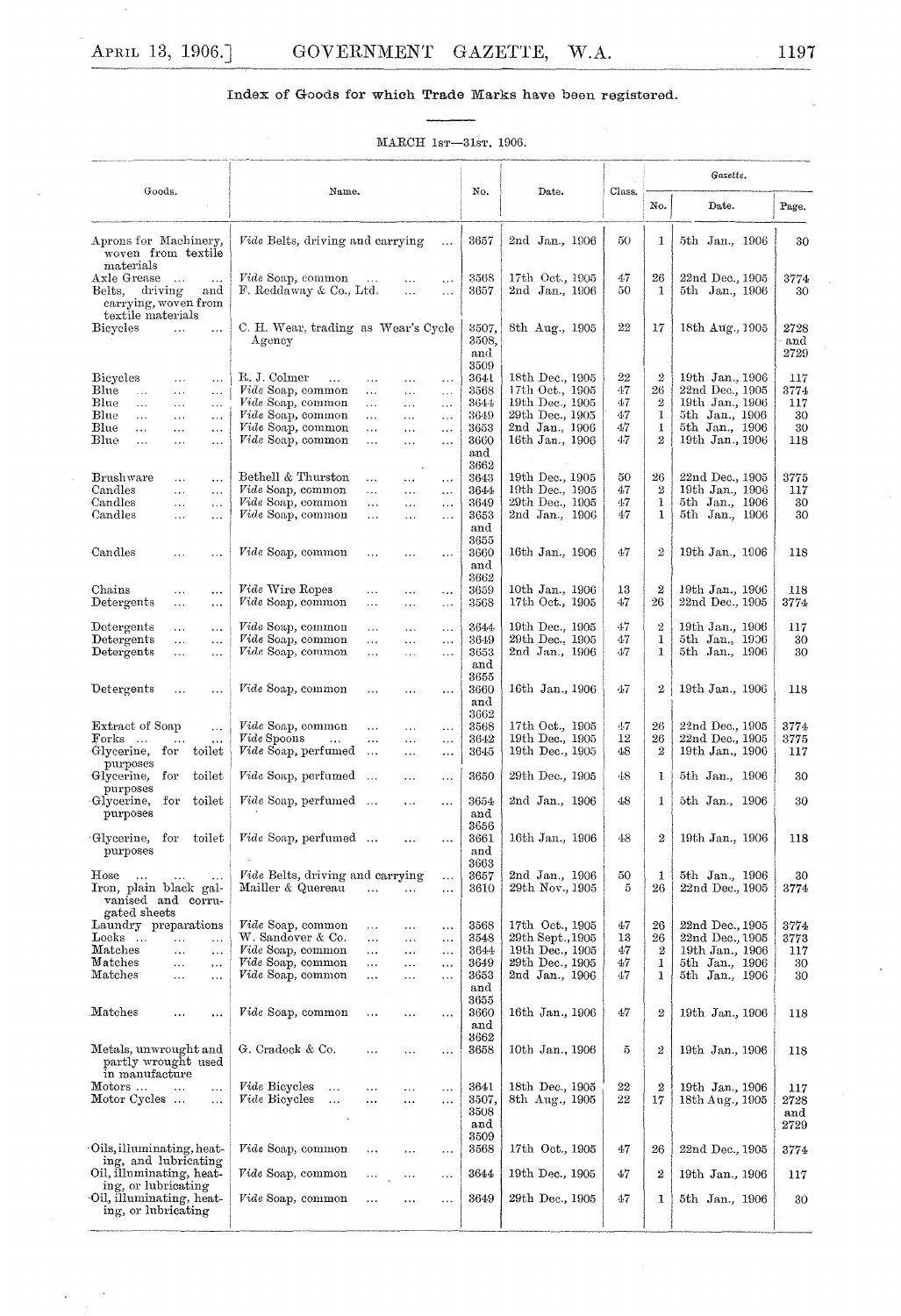## Index of Goods for which Trade Marks have been registered.

MARCH 1st—31st, 1906.

| Goods. | Name. | No. | Date. | Class. | Gazette. | | |
|---|---|---|---|---|---|---|---|
| | | | | | No. | Date. | Page. |
| Aprons for Machinery, woven from textile materials | *Vide* Belts, driving and carrying | 3657 | 2nd Jan., 1906 | 50 | 1 | 5th Jan., 1906 | 30 |
| Axle Grease | *Vide* Soap, common | 3568 | 17th Oct., 1905 | 47 | 26 | 22nd Dec., 1905 | 3774 |
| Belts, driving and carrying, woven from textile materials | F. Reddaway & Co., Ltd. | 3657 | 2nd Jan., 1906 | 50 | 1 | 5th Jan., 1906 | 30 |
| Bicycles | C. H. Wear, trading as Wear's Cycle Agency | 3507, 3508, and 3509 | 8th Aug., 1905 | 22 | 17 | 18th Aug., 1905 | 2728 and 2729 |
| Bicycles | R. J. Colmer | 3641 | 18th Dec., 1905 | 22 | 2 | 19th Jan., 1906 | 117 |
| Blue | *Vide* Soap, common | 3568 | 17th Oct., 1905 | 47 | 26 | 22nd Dec., 1905 | 3774 |
| Blue | *Vide* Soap, common | 3644 | 19th Dec., 1905 | 47 | 2 | 19th Jan., 1906 | 117 |
| Blue | *Vide* Soap, common | 3649 | 29th Dec., 1905 | 47 | 1 | 5th Jan., 1906 | 30 |
| Blue | *Vide* Soap, common | 3653 | 2nd Jan., 1906 | 47 | 1 | 5th Jan., 1906 | 30 |
| Blue | *Vide* Soap, common | 3660 and 3662 | 16th Jan., 1906 | 47 | 2 | 19th Jan., 1906 | 118 |
| Brushware | Bethell & Thurston | 3643 | 19th Dec., 1905 | 50 | 26 | 22nd Dec., 1905 | 3775 |
| Candles | *Vide* Soap, common | 3644 | 19th Dec., 1905 | 47 | 2 | 19th Jan., 1906 | 117 |
| Candles | *Vide* Soap, common | 3649 | 29th Dec., 1905 | 47 | 1 | 5th Jan., 1906 | 30 |
| Candles | *Vide* Soap, common | 3653 and 3655 | 2nd Jan., 1906 | 47 | 1 | 5th Jan., 1906 | 30 |
| Candles | *Vide* Soap, common | 3660 and 3662 | 16th Jan., 1906 | 47 | 2 | 19th Jan., 1906 | 118 |
| Chains | *Vide* Wire Ropes | 3659 | 10th Jan., 1906 | 13 | 2 | 19th Jan., 1906 | 118 |
| Detergents | *Vide* Soap, common | 3568 | 17th Oct., 1905 | 47 | 26 | 22nd Dec., 1905 | 3774 |
| Detergents | *Vide* Soap, common | 3644 | 19th Dec., 1905 | 47 | 2 | 19th Jan., 1906 | 117 |
| Detergents | *Vide* Soap, common | 3649 | 29th Dec., 1905 | 47 | 1 | 5th Jan., 1906 | 30 |
| Detergents | *Vide* Soap, common | 3653 and 3655 | 2nd Jan., 1906 | 47 | 1 | 5th Jan., 1906 | 30 |
| Detergents | *Vide* Soap, common | 3660 and 3662 | 16th Jan., 1906 | 47 | 2 | 19th Jan., 1906 | 118 |
| Extract of Soap | *Vide* Soap, common | 3568 | 17th Oct., 1905 | 47 | 26 | 22nd Dec., 1905 | 3774 |
| Forks | *Vide* Spoons | 3642 | 19th Dec., 1905 | 12 | 26 | 22nd Dec., 1905 | 3775 |
| Glycerine, for toilet purposes | *Vide* Soap, perfumed | 3645 | 19th Dec., 1905 | 48 | 2 | 19th Jan., 1906 | 117 |
| Glycerine, for toilet purposes | *Vide* Soap, perfumed | 3650 | 29th Dec., 1905 | 48 | 1 | 5th Jan., 1906 | 30 |
| Glycerine, for toilet purposes | *Vide* Soap, perfumed | 3654 and 3656 | 2nd Jan., 1906 | 48 | 1 | 5th Jan., 1906 | 30 |
| Glycerine, for toilet purposes | *Vide* Soap, perfumed | 3661 and 3663 | 16th Jan., 1906 | 48 | 2 | 19th Jan., 1906 | 118 |
| Hose | *Vide* Belts, driving and carrying | 3657 | 2nd Jan., 1906 | 50 | 1 | 5th Jan., 1906 | 30 |
| Iron, plain black galvanised and corrugated sheets | Mailler & Quereau | 3610 | 29th Nov., 1905 | 5 | 26 | 22nd Dec., 1905 | 3774 |
| Laundry preparations | *Vide* Soap, common | 3568 | 17th Oct., 1905 | 47 | 26 | 22nd Dec., 1905 | 3774 |
| Locks | W. Sandover & Co. | 3548 | 29th Sept., 1905 | 13 | 26 | 22nd Dec., 1905 | 3773 |
| Matches | *Vide* Soap, common | 3644 | 19th Dec., 1905 | 47 | 2 | 19th Jan., 1906 | 117 |
| Matches | *Vide* Soap, common | 3649 | 29th Dec., 1905 | 47 | 1 | 5th Jan., 1906 | 30 |
| Matches | *Vide* Soap, common | 3653 and 3655 | 2nd Jan., 1906 | 47 | 1 | 5th Jan., 1906 | 30 |
| Matches | *Vide* Soap, common | 3660 and 3662 | 16th Jan., 1906 | 47 | 2 | 19th Jan., 1906 | 118 |
| Metals, unwrought and partly wrought used in manufacture | G. Cradock & Co. | 3658 | 10th Jan., 1906 | 5 | 2 | 19th Jan., 1906 | 118 |
| Motors | *Vide* Bicycles | 3641 | 18th Dec., 1905 | 22 | 2 | 19th Jan., 1906 | 117 |
| Motor Cycles | *Vide* Bicycles | 3507, 3508 and 3509 | 8th Aug., 1905 | 22 | 17 | 18th Aug., 1905 | 2728 and 2729 |
| Oils, illuminating, heating, and lubricating | *Vide* Soap, common | 3568 | 17th Oct., 1905 | 47 | 26 | 22nd Dec., 1905 | 3774 |
| Oil, illuminating, heating, or lubricating | *Vide* Soap, common | 3644 | 19th Dec., 1905 | 47 | 2 | 19th Jan., 1906 | 117 |
| Oil, illuminating, heating, or lubricating | *Vide* Soap, common | 3649 | 29th Dec., 1905 | 47 | 1 | 5th Jan., 1906 | 30 |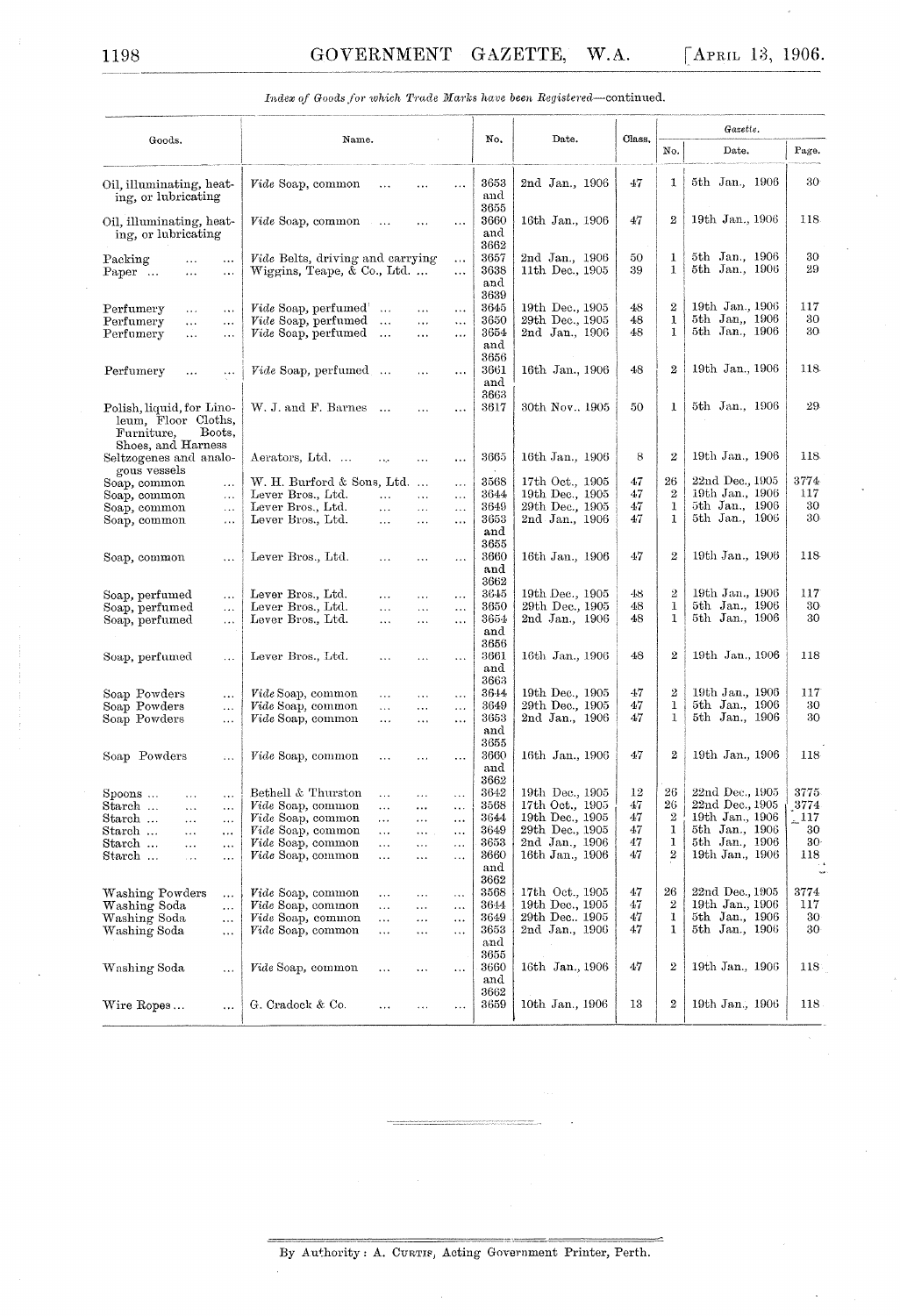*Index of Goods for which Trade Marks have been Registered*—continued.

| Goods. | Name. | No. | Date. | Class. | *Gazette.* No. | Date. | Page. |
|---|---|---|---|---|---|---|---|
| Oil, illuminating, heating, or lubricating | *Vide* Soap, common | 3653 and 3655 | 2nd Jan., 1906 | 47 | 1 | 5th Jan., 1906 | 30 |
| Oil, illuminating, heating, or lubricating | *Vide* Soap, common | 3660 and 3662 | 16th Jan., 1906 | 47 | 2 | 19th Jan., 1906 | 118 |
| Packing | *Vide* Belts, driving and carrying | 3657 | 2nd Jan., 1906 | 50 | 1 | 5th Jan., 1906 | 30 |
| Paper | Wiggins, Teape, & Co., Ltd. | 3638 and 3639 | 11th Dec., 1905 | 39 | 1 | 5th Jan., 1906 | 29 |
| Perfumery | *Vide* Soap, perfumed | 3645 | 19th Dec., 1905 | 48 | 2 | 19th Jan., 1906 | 117 |
| Perfumery | *Vide* Soap, perfumed | 3650 | 29th Dec., 1905 | 48 | 1 | 5th Jan., 1906 | 30 |
| Perfumery | *Vide* Soap, perfumed | 3654 and 3656 | 2nd Jan., 1906 | 48 | 1 | 5th Jan., 1906 | 30 |
| Perfumery | *Vide* Soap, perfumed | 3661 and 3663 | 16th Jan., 1906 | 48 | 2 | 19th Jan., 1906 | 118 |
| Polish, liquid, for Linoleum, Floor Cloths, Furniture, Boots, Shoes, and Harness | W. J. and F. Barnes | 3617 | 30th Nov., 1905 | 50 | 1 | 5th Jan., 1906 | 29 |
| Seltzogenes and analogous vessels | Aerators, Ltd. | 3665 | 16th Jan., 1906 | 8 | 2 | 19th Jan., 1906 | 118 |
| Soap, common | W. H. Burford & Sons, Ltd. | 3568 | 17th Oct., 1905 | 47 | 26 | 22nd Dec., 1905 | 3774 |
| Soap, common | Lever Bros., Ltd. | 3644 | 19th Dec., 1905 | 47 | 2 | 19th Jan., 1906 | 117 |
| Soap, common | Lever Bros., Ltd. | 3649 | 29th Dec., 1905 | 47 | 1 | 5th Jan., 1906 | 30 |
| Soap, common | Lever Bros., Ltd. | 3653 and 3655 | 2nd Jan., 1906 | 47 | 1 | 5th Jan., 1906 | 30 |
| Soap, common | Lever Bros., Ltd. | 3660 and 3662 | 16th Jan., 1906 | 47 | 2 | 19th Jan., 1906 | 118 |
| Soap, perfumed | Lever Bros., Ltd. | 3645 | 19th Dec., 1905 | 48 | 2 | 19th Jan., 1906 | 117 |
| Soap, perfumed | Lever Bros., Ltd. | 3650 | 29th Dec., 1905 | 48 | 1 | 5th Jan., 1906 | 30 |
| Soap, perfumed | Lever Bros., Ltd. | 3654 and 3656 | 2nd Jan., 1906 | 48 | 1 | 5th Jan., 1906 | 30 |
| Soap, perfumed | Lever Bros., Ltd. | 3661 and 3663 | 16th Jan., 1906 | 48 | 2 | 19th Jan., 1906 | 118 |
| Soap Powders | *Vide* Soap, common | 3644 | 19th Dec., 1905 | 47 | 2 | 19th Jan., 1906 | 117 |
| Soap Powders | *Vide* Soap, common | 3649 | 29th Dec., 1905 | 47 | 1 | 5th Jan., 1906 | 30 |
| Soap Powders | *Vide* Soap, common | 3653 and 3655 | 2nd Jan., 1906 | 47 | 1 | 5th Jan., 1906 | 30 |
| Soap Powders | *Vide* Soap, common | 3660 and 3662 | 16th Jan., 1906 | 47 | 2 | 19th Jan., 1906 | 118 |
| Spoons | Bethell & Thurston | 3642 | 19th Dec., 1905 | 12 | 26 | 22nd Dec., 1905 | 3775 |
| Starch | *Vide* Soap, common | 3568 | 17th Oct., 1905 | 47 | 26 | 22nd Dec., 1905 | 3774 |
| Starch | *Vide* Soap, common | 3644 | 19th Dec., 1905 | 47 | 2 | 19th Jan., 1906 | 117 |
| Starch | *Vide* Soap, common | 3649 | 29th Dec., 1905 | 47 | 1 | 5th Jan., 1906 | 30 |
| Starch | *Vide* Soap, common | 3653 | 2nd Jan., 1906 | 47 | 1 | 5th Jan., 1906 | 30 |
| Starch | *Vide* Soap, common | 3660 and 3662 | 16th Jan., 1906 | 47 | 2 | 19th Jan., 1906 | 118 |
| Washing Powders | *Vide* Soap, common | 3568 | 17th Oct., 1905 | 47 | 26 | 22nd Dec., 1905 | 3774 |
| Washing Soda | *Vide* Soap, common | 3644 | 19th Dec., 1905 | 47 | 2 | 19th Jan., 1906 | 117 |
| Washing Soda | *Vide* Soap, common | 3649 | 29th Dec., 1905 | 47 | 1 | 5th Jan., 1906 | 30 |
| Washing Soda | *Vide* Soap, common | 3653 and 3655 | 2nd Jan., 1906 | 47 | 1 | 5th Jan., 1906 | 30 |
| Washing Soda | *Vide* Soap, common | 3660 and 3662 | 16th Jan., 1906 | 47 | 2 | 19th Jan., 1906 | 118 |
| Wire Ropes | G. Cradock & Co. | 3659 | 10th Jan., 1906 | 13 | 2 | 19th Jan., 1906 | 118 |

By Authority: A. Curtis, Acting Government Printer, Perth.